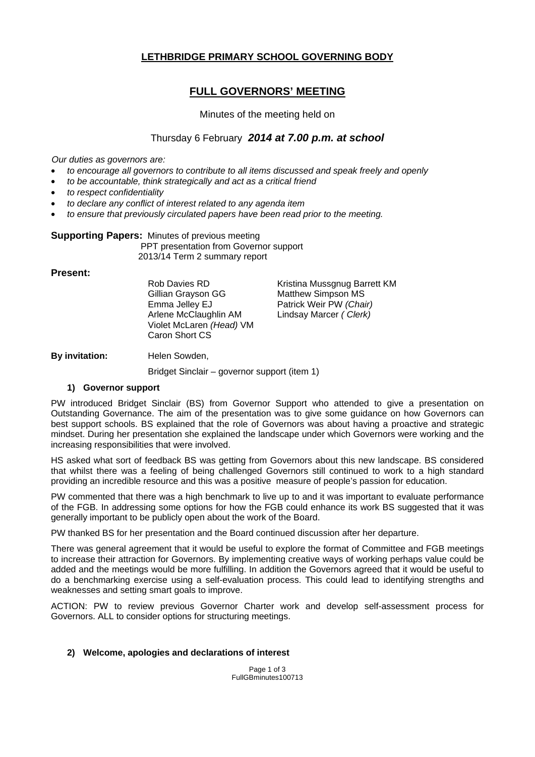# LETHBRIDGE PRIMARY SCHOOL GOVERNING BODY

## FULL GOVERNORS' MEETING

Minutes of the meeting held on

Thursday 6 February ***2014 at 7.00 p.m. at school***

*Our duties as governors are:*

- *to encourage all governors to contribute to all items discussed and speak freely and openly*
- *to be accountable, think strategically and act as a critical friend*
- *to respect confidentiality*
- *to declare any conflict of interest related to any agenda item*
- *to ensure that previously circulated papers have been read prior to the meeting.*

**Supporting Papers:** Minutes of previous meeting
PPT presentation from Governor support
2013/14 Term 2 summary report

**Present:**

Rob Davies RD
Gillian Grayson GG
Emma Jelley EJ
Arlene McClaughlin AM
Violet McLaren *(Head)* VM
Caron Short CS
Kristina Mussgnug Barrett KM
Matthew Simpson MS
Patrick Weir PW *(Chair)*
Lindsay Marcer *( Clerk)*

**By invitation:** Helen Sowden,

Bridget Sinclair – governor support (item 1)

### 1) Governor support

PW introduced Bridget Sinclair (BS) from Governor Support who attended to give a presentation on Outstanding Governance. The aim of the presentation was to give some guidance on how Governors can best support schools. BS explained that the role of Governors was about having a proactive and strategic mindset. During her presentation she explained the landscape under which Governors were working and the increasing responsibilities that were involved.

HS asked what sort of feedback BS was getting from Governors about this new landscape. BS considered that whilst there was a feeling of being challenged Governors still continued to work to a high standard providing an incredible resource and this was a positive measure of people's passion for education.

PW commented that there was a high benchmark to live up to and it was important to evaluate performance of the FGB. In addressing some options for how the FGB could enhance its work BS suggested that it was generally important to be publicly open about the work of the Board.

PW thanked BS for her presentation and the Board continued discussion after her departure.

There was general agreement that it would be useful to explore the format of Committee and FGB meetings to increase their attraction for Governors. By implementing creative ways of working perhaps value could be added and the meetings would be more fulfilling. In addition the Governors agreed that it would be useful to do a benchmarking exercise using a self-evaluation process. This could lead to identifying strengths and weaknesses and setting smart goals to improve.

ACTION: PW to review previous Governor Charter work and develop self-assessment process for Governors. ALL to consider options for structuring meetings.

### 2) Welcome, apologies and declarations of interest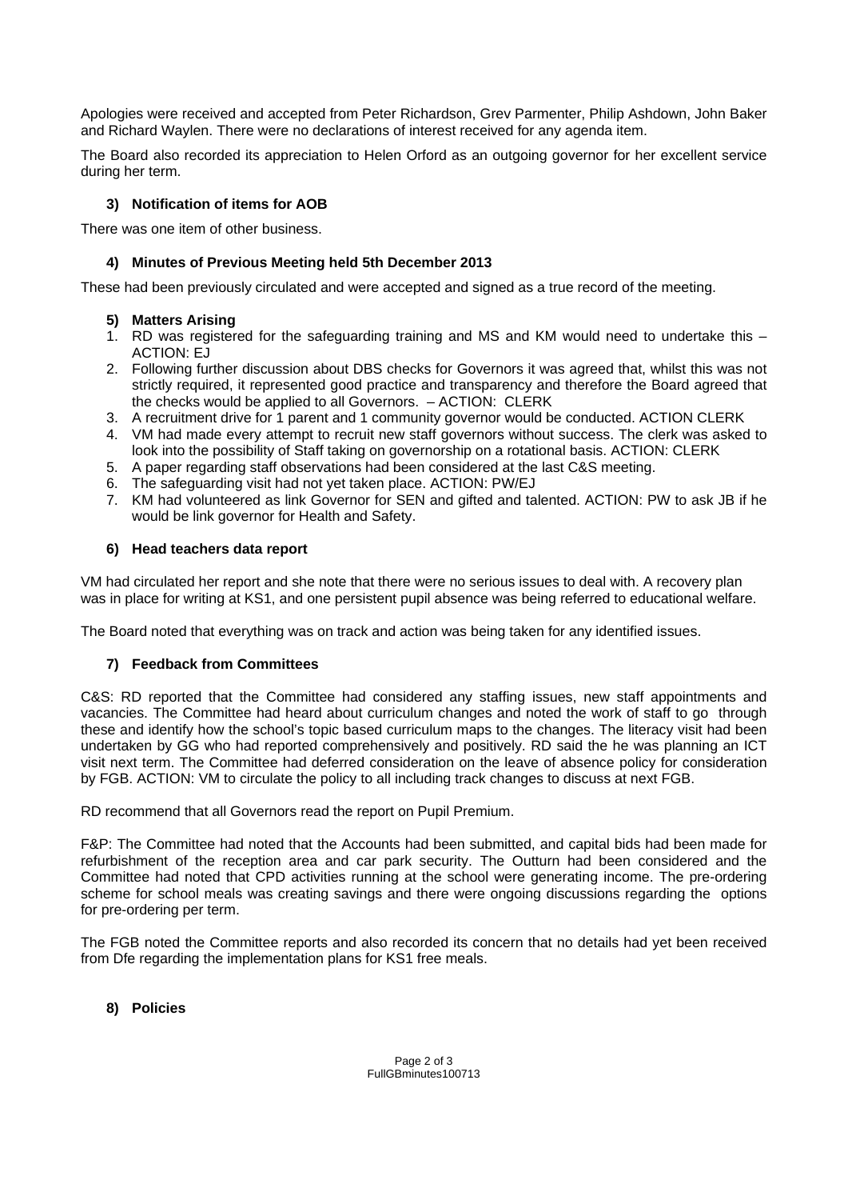Apologies were received and accepted from Peter Richardson, Grev Parmenter, Philip Ashdown, John Baker and Richard Waylen. There were no declarations of interest received for any agenda item.

The Board also recorded its appreciation to Helen Orford as an outgoing governor for her excellent service during her term.

### 3) Notification of items for AOB

There was one item of other business.

### 4) Minutes of Previous Meeting held 5th December 2013

These had been previously circulated and were accepted and signed as a true record of the meeting.

### 5) Matters Arising

1. RD was registered for the safeguarding training and MS and KM would need to undertake this – ACTION: EJ
2. Following further discussion about DBS checks for Governors it was agreed that, whilst this was not strictly required, it represented good practice and transparency and therefore the Board agreed that the checks would be applied to all Governors. – ACTION: CLERK
3. A recruitment drive for 1 parent and 1 community governor would be conducted. ACTION CLERK
4. VM had made every attempt to recruit new staff governors without success. The clerk was asked to look into the possibility of Staff taking on governorship on a rotational basis. ACTION: CLERK
5. A paper regarding staff observations had been considered at the last C&S meeting.
6. The safeguarding visit had not yet taken place. ACTION: PW/EJ
7. KM had volunteered as link Governor for SEN and gifted and talented. ACTION: PW to ask JB if he would be link governor for Health and Safety.

### 6) Head teachers data report

VM had circulated her report and she note that there were no serious issues to deal with. A recovery plan was in place for writing at KS1, and one persistent pupil absence was being referred to educational welfare.

The Board noted that everything was on track and action was being taken for any identified issues.

### 7) Feedback from Committees

C&S: RD reported that the Committee had considered any staffing issues, new staff appointments and vacancies. The Committee had heard about curriculum changes and noted the work of staff to go through these and identify how the school's topic based curriculum maps to the changes. The literacy visit had been undertaken by GG who had reported comprehensively and positively. RD said the he was planning an ICT visit next term. The Committee had deferred consideration on the leave of absence policy for consideration by FGB. ACTION: VM to circulate the policy to all including track changes to discuss at next FGB.

RD recommend that all Governors read the report on Pupil Premium.

F&P: The Committee had noted that the Accounts had been submitted, and capital bids had been made for refurbishment of the reception area and car park security. The Outturn had been considered and the Committee had noted that CPD activities running at the school were generating income. The pre-ordering scheme for school meals was creating savings and there were ongoing discussions regarding the options for pre-ordering per term.

The FGB noted the Committee reports and also recorded its concern that no details had yet been received from Dfe regarding the implementation plans for KS1 free meals.

### 8) Policies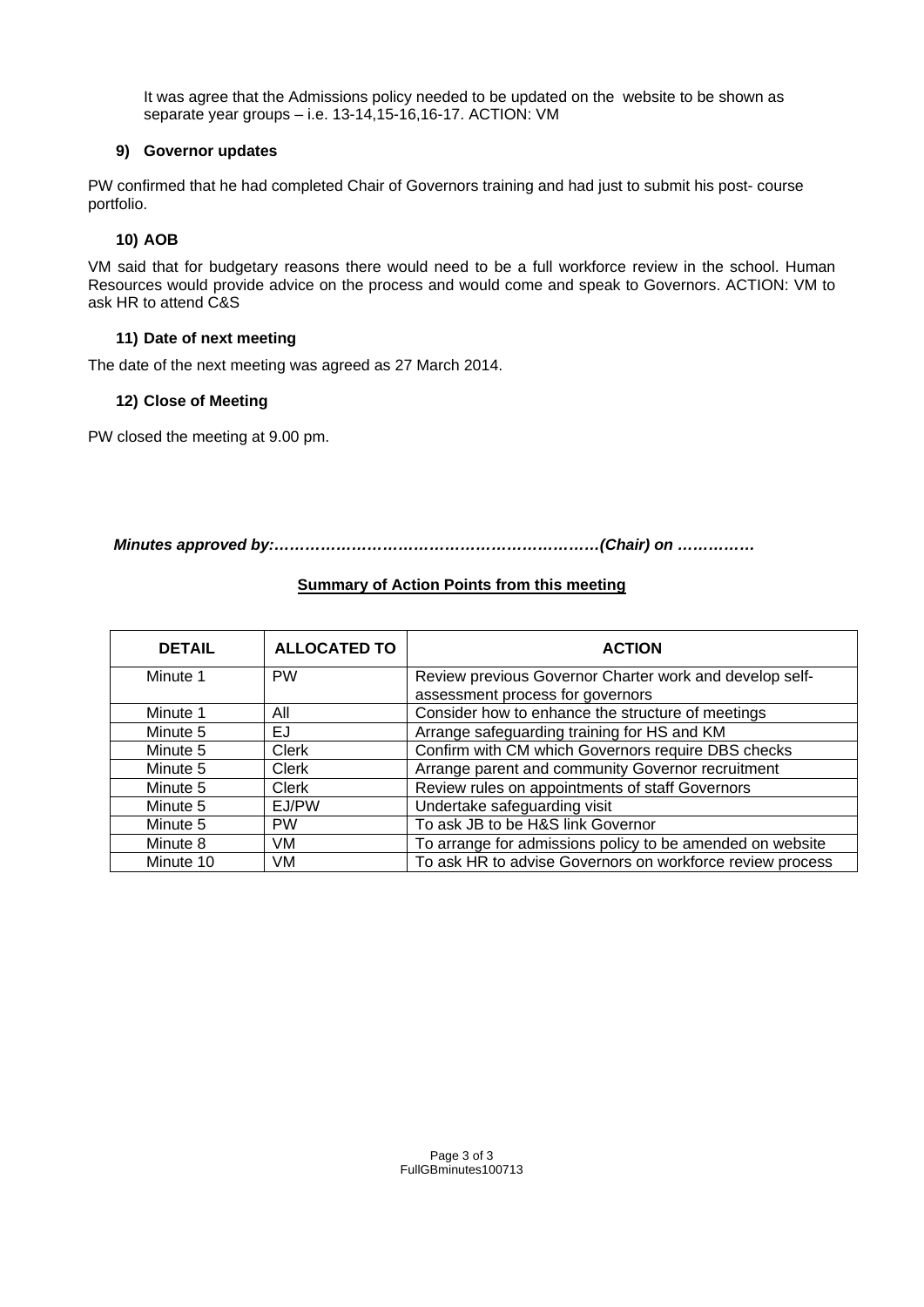It was agree that the Admissions policy needed to be updated on the website to be shown as separate year groups – i.e. 13-14,15-16,16-17. ACTION: VM

### 9) Governor updates

PW confirmed that he had completed Chair of Governors training and had just to submit his post- course portfolio.

### 10) AOB

VM said that for budgetary reasons there would need to be a full workforce review in the school. Human Resources would provide advice on the process and would come and speak to Governors. ACTION: VM to ask HR to attend C&S

### 11) Date of next meeting

The date of the next meeting was agreed as 27 March 2014.

### 12) Close of Meeting

PW closed the meeting at 9.00 pm.

***Minutes approved by:………………………………………………………(Chair) on ……………***

**Summary of Action Points from this meeting**

| DETAIL | ALLOCATED TO | ACTION |
|---|---|---|
| Minute 1 | PW | Review previous Governor Charter work and develop self-assessment process for governors |
| Minute 1 | All | Consider how to enhance the structure of meetings |
| Minute 5 | EJ | Arrange safeguarding training for HS and KM |
| Minute 5 | Clerk | Confirm with CM which Governors require DBS checks |
| Minute 5 | Clerk | Arrange parent and community Governor recruitment |
| Minute 5 | Clerk | Review rules on appointments of staff Governors |
| Minute 5 | EJ/PW | Undertake safeguarding visit |
| Minute 5 | PW | To ask JB to be H&S link Governor |
| Minute 8 | VM | To arrange for admissions policy to be amended on website |
| Minute 10 | VM | To ask HR to advise Governors on workforce review process |

FullGBminutes100713